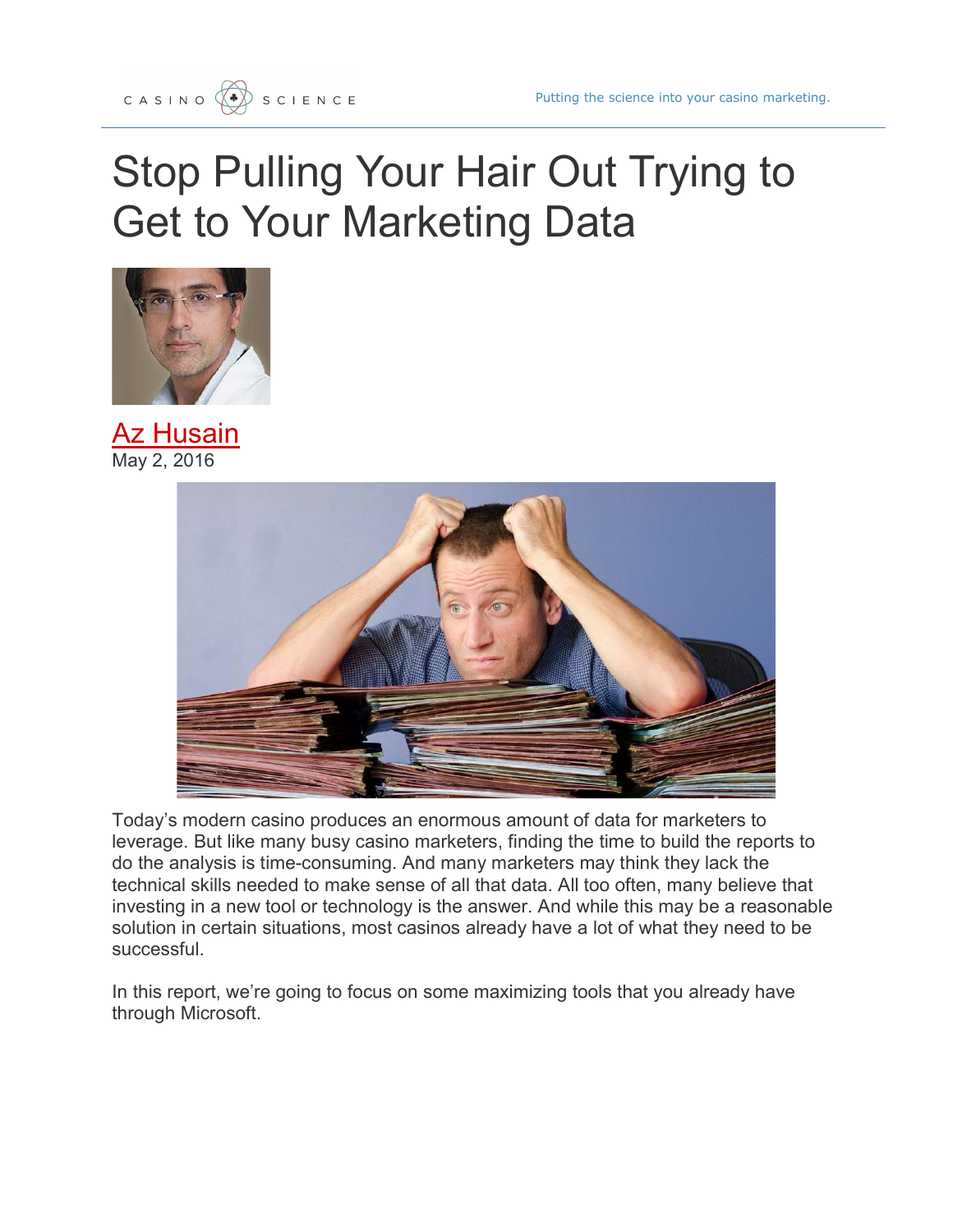CASINO SCIENCE

Putting the science into your casino marketing.

# Stop Pulling Your Hair Out Trying to Get to Your Marketing Data

Az Husain
May 2, 2016

Today's modern casino produces an enormous amount of data for marketers to leverage. But like many busy casino marketers, finding the time to build the reports to do the analysis is time-consuming. And many marketers may think they lack the technical skills needed to make sense of all that data. All too often, many believe that investing in a new tool or technology is the answer. And while this may be a reasonable solution in certain situations, most casinos already have a lot of what they need to be successful.

In this report, we're going to focus on some maximizing tools that you already have through Microsoft.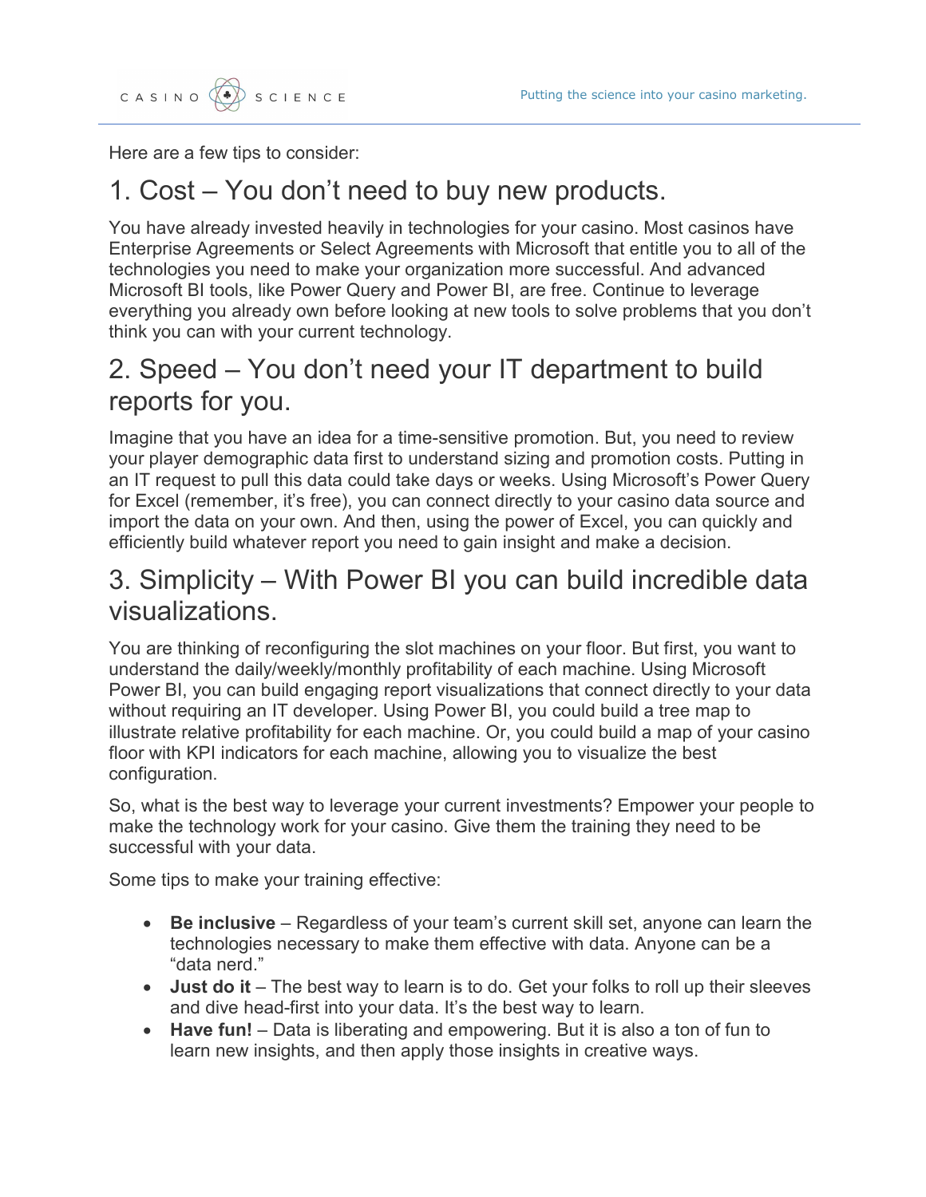Here are a few tips to consider:

## 1. Cost – You don't need to buy new products.

You have already invested heavily in technologies for your casino. Most casinos have Enterprise Agreements or Select Agreements with Microsoft that entitle you to all of the technologies you need to make your organization more successful. And advanced Microsoft BI tools, like Power Query and Power BI, are free. Continue to leverage everything you already own before looking at new tools to solve problems that you don't think you can with your current technology.

## 2. Speed – You don't need your IT department to build reports for you.

Imagine that you have an idea for a time-sensitive promotion. But, you need to review your player demographic data first to understand sizing and promotion costs. Putting in an IT request to pull this data could take days or weeks. Using Microsoft's Power Query for Excel (remember, it's free), you can connect directly to your casino data source and import the data on your own. And then, using the power of Excel, you can quickly and efficiently build whatever report you need to gain insight and make a decision.

## 3. Simplicity – With Power BI you can build incredible data visualizations.

You are thinking of reconfiguring the slot machines on your floor. But first, you want to understand the daily/weekly/monthly profitability of each machine. Using Microsoft Power BI, you can build engaging report visualizations that connect directly to your data without requiring an IT developer. Using Power BI, you could build a tree map to illustrate relative profitability for each machine. Or, you could build a map of your casino floor with KPI indicators for each machine, allowing you to visualize the best configuration.

So, what is the best way to leverage your current investments? Empower your people to make the technology work for your casino. Give them the training they need to be successful with your data.

Some tips to make your training effective:

- **Be inclusive** – Regardless of your team's current skill set, anyone can learn the technologies necessary to make them effective with data. Anyone can be a "data nerd."
- **Just do it** – The best way to learn is to do. Get your folks to roll up their sleeves and dive head-first into your data. It's the best way to learn.
- **Have fun!** – Data is liberating and empowering. But it is also a ton of fun to learn new insights, and then apply those insights in creative ways.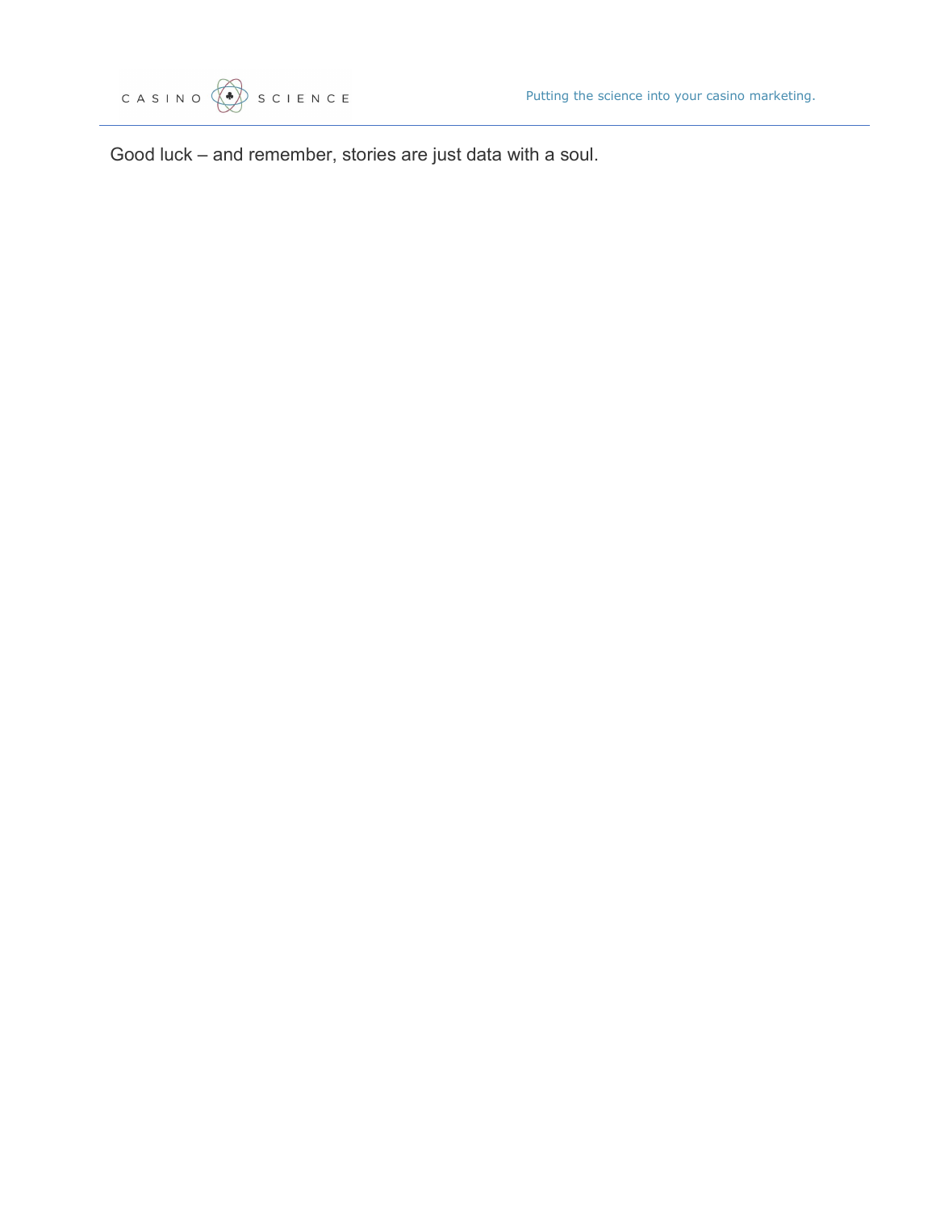Good luck – and remember, stories are just data with a soul.